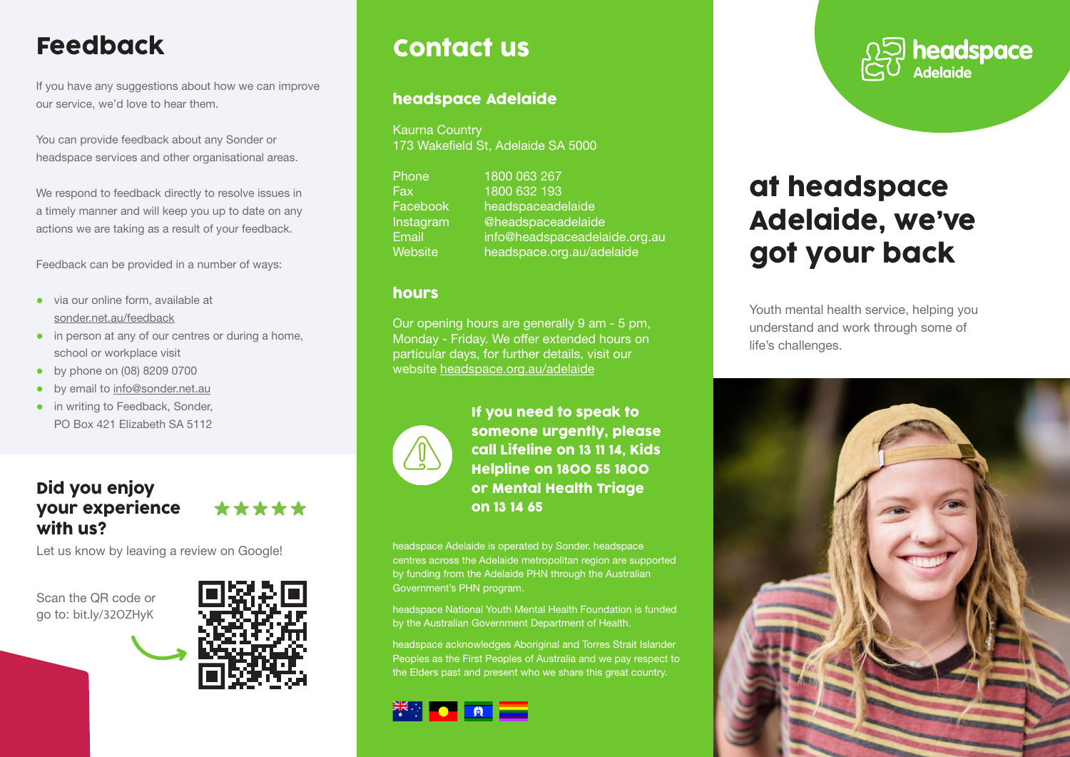## Feedback

If you have any suggestions about how we can improve our service, we'd love to hear them.

You can provide feedback about any Sonder or headspace services and other organisational areas.

We respond to feedback directly to resolve issues in a timely manner and will keep you up to date on any actions we are taking as a result of your feedback.

Feedback can be provided in a number of ways:

- via our online form, available at sonder.net.au/feedback
- in person at any of our centres or during a home, school or workplace visit
- by phone on (08) 8209 0700
- by email to info@sonder.net.au
- in writing to Feedback, Sonder, PO Box 421 Elizabeth SA 5112

### Did you enjoy your experience with us?

★★★★★

Let us know by leaving a review on Google!

Scan the QR code or go to: bit.ly/32OZHyK

## Contact us

### headspace Adelaide

Kaurna Country
173 Wakefield St, Adelaide SA 5000

| | |
|---|---|
| Phone | 1800 063 267 |
| Fax | 1800 632 193 |
| Facebook | headspaceadelaide |
| Instagram | @headspaceadelaide |
| Email | info@headspaceadelaide.org.au |
| Website | headspace.org.au/adelaide |

### hours

Our opening hours are generally 9 am - 5 pm, Monday - Friday. We offer extended hours on particular days, for further details, visit our website headspace.org.au/adelaide

**If you need to speak to someone urgently, please call Lifeline on 13 11 14, Kids Helpline on 1800 55 1800 or Mental Health Triage on 13 14 65**

headspace Adelaide is operated by Sonder. headspace centres across the Adelaide metropolitan region are supported by funding from the Adelaide PHN through the Australian Government's PHN program.

headspace National Youth Mental Health Foundation is funded by the Australian Government Department of Health.

headspace acknowledges Aboriginal and Torres Strait Islander Peoples as the First Peoples of Australia and we pay respect to the Elders past and present who we share this great country.

headspace Adelaide

# at headspace Adelaide, we've got your back

Youth mental health service, helping you understand and work through some of life's challenges.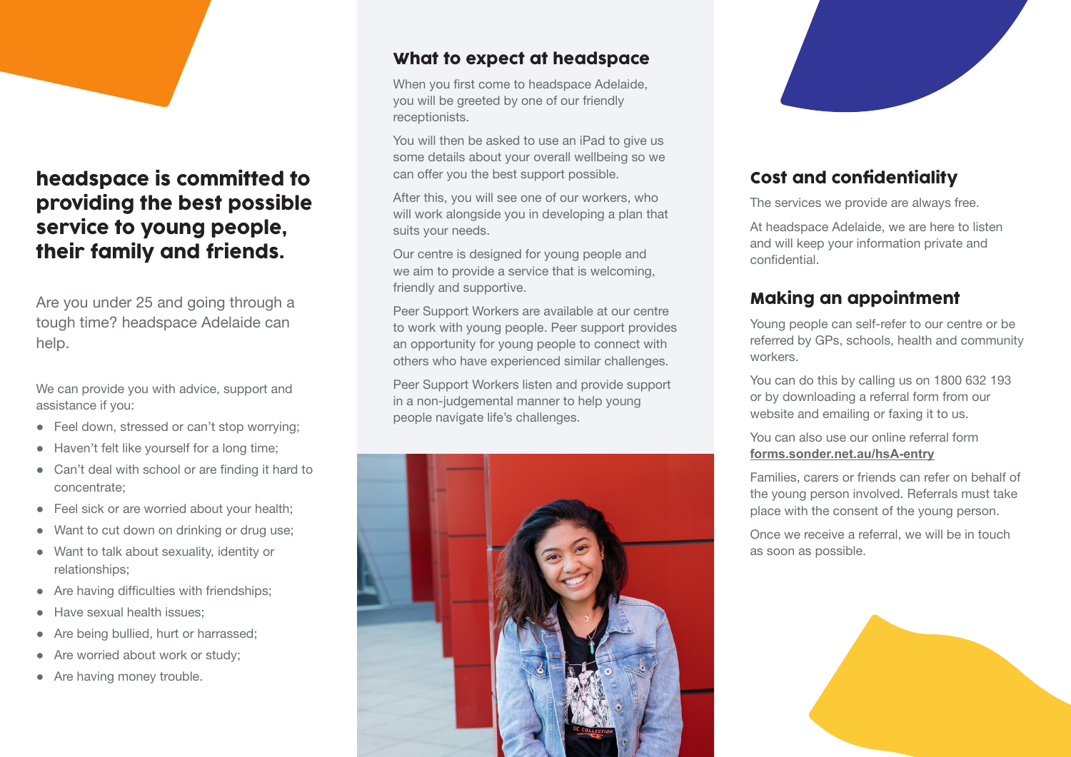## headspace is committed to providing the best possible service to young people, their family and friends.

Are you under 25 and going through a tough time? headspace Adelaide can help.

We can provide you with advice, support and assistance if you:

- Feel down, stressed or can't stop worrying;
- Haven't felt like yourself for a long time;
- Can't deal with school or are finding it hard to concentrate;
- Feel sick or are worried about your health;
- Want to cut down on drinking or drug use;
- Want to talk about sexuality, identity or relationships;
- Are having difficulties with friendships;
- Have sexual health issues;
- Are being bullied, hurt or harrassed;
- Are worried about work or study;
- Are having money trouble.

## What to expect at headspace

When you first come to headspace Adelaide, you will be greeted by one of our friendly receptionists.

You will then be asked to use an iPad to give us some details about your overall wellbeing so we can offer you the best support possible.

After this, you will see one of our workers, who will work alongside you in developing a plan that suits your needs.

Our centre is designed for young people and we aim to provide a service that is welcoming, friendly and supportive.

Peer Support Workers are available at our centre to work with young people. Peer support provides an opportunity for young people to connect with others who have experienced similar challenges.

Peer Support Workers listen and provide support in a non-judgemental manner to help young people navigate life's challenges.

## Cost and confidentiality

The services we provide are always free.

At headspace Adelaide, we are here to listen and will keep your information private and confidential.

## Making an appointment

Young people can self-refer to our centre or be referred by GPs, schools, health and community workers.

You can do this by calling us on 1800 632 193 or by downloading a referral form from our website and emailing or faxing it to us.

You can also use our online referral form **forms.sonder.net.au/hsA-entry**

Families, carers or friends can refer on behalf of the young person involved. Referrals must take place with the consent of the young person.

Once we receive a referral, we will be in touch as soon as possible.